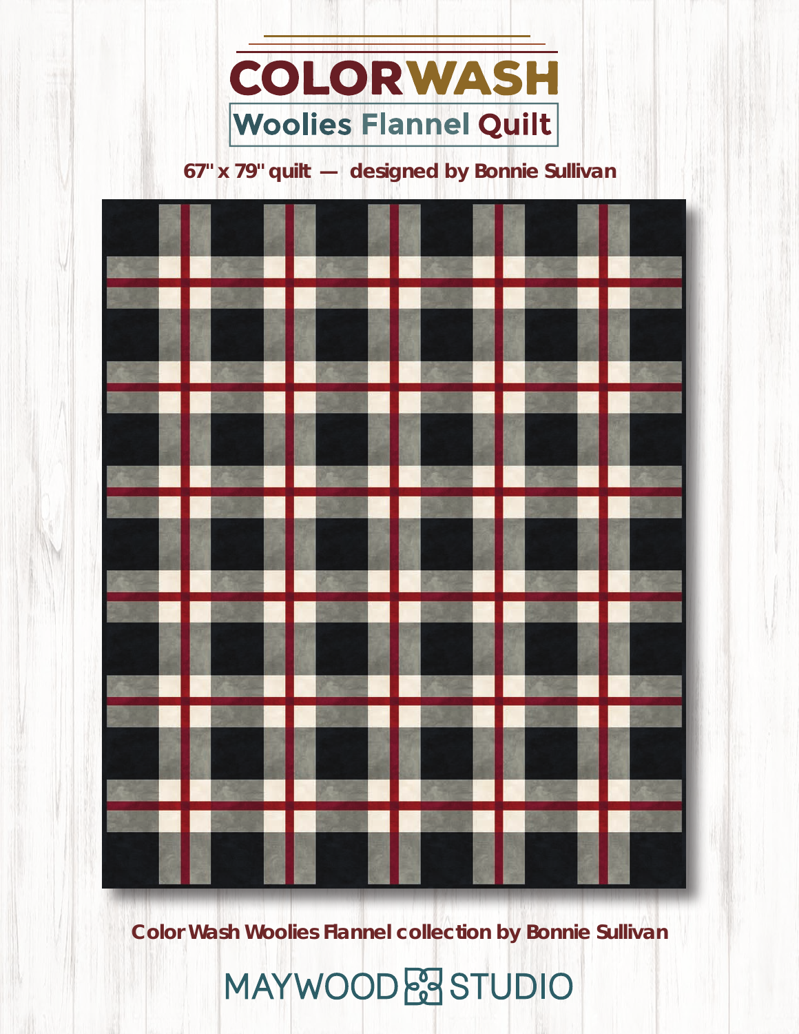# COLORWASH

## Woolies Flannel Quilt

**67" x 79" quilt — designed by Bonnie Sullivan**

**Color Wash Woolies Flannel collection by Bonnie Sullivan**

MAYWOOD STUDIO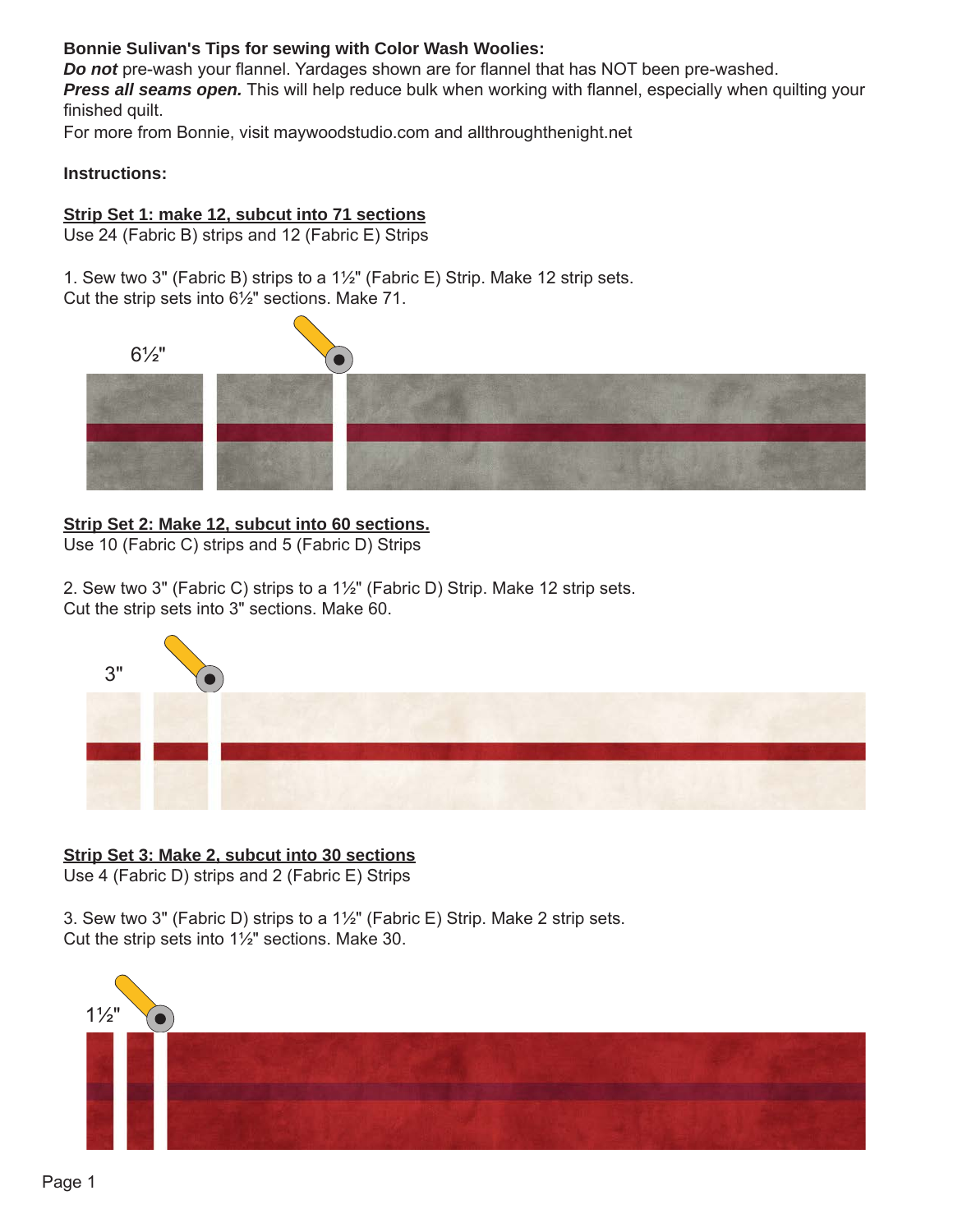**Bonnie Sulivan's Tips for sewing with Color Wash Woolies:**

***Do not*** pre-wash your flannel. Yardages shown are for flannel that has NOT been pre-washed.

***Press all seams open.*** This will help reduce bulk when working with flannel, especially when quilting your finished quilt.

For more from Bonnie, visit maywoodstudio.com and allthroughthenight.net

**Instructions:**

**Strip Set 1: make 12, subcut into 71 sections**

Use 24 (Fabric B) strips and 12 (Fabric E) Strips

1. Sew two 3" (Fabric B) strips to a 1½" (Fabric E) Strip. Make 12 strip sets.
Cut the strip sets into 6½" sections. Make 71.

6½"

**Strip Set 2: Make 12, subcut into 60 sections.**

Use 10 (Fabric C) strips and 5 (Fabric D) Strips

2. Sew two 3" (Fabric C) strips to a 1½" (Fabric D) Strip. Make 12 strip sets.
Cut the strip sets into 3" sections. Make 60.

3"

**Strip Set 3: Make 2, subcut into 30 sections**

Use 4 (Fabric D) strips and 2 (Fabric E) Strips

3. Sew two 3" (Fabric D) strips to a 1½" (Fabric E) Strip. Make 2 strip sets.
Cut the strip sets into 1½" sections. Make 30.

1½"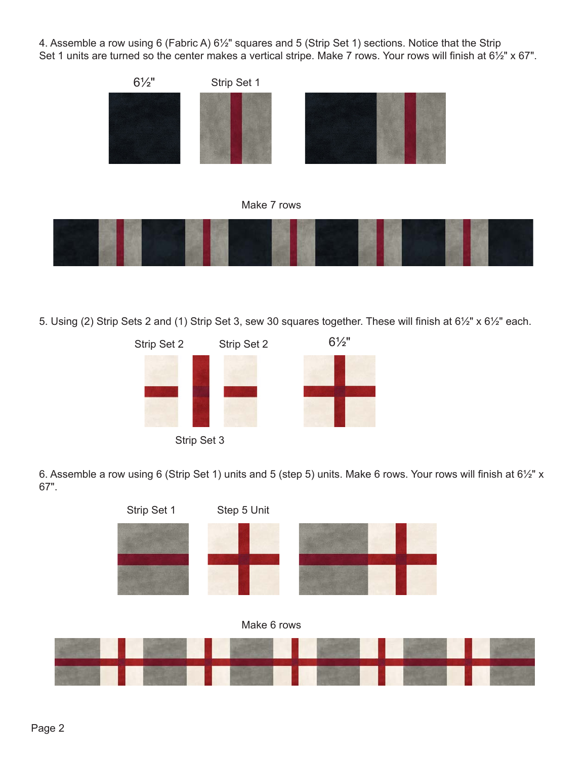4. Assemble a row using 6 (Fabric A) 6½" squares and 5 (Strip Set 1) sections. Notice that the Strip Set 1 units are turned so the center makes a vertical stripe. Make 7 rows. Your rows will finish at 6½" x 67".

6½"

Strip Set 1

Make 7 rows

5. Using (2) Strip Sets 2 and (1) Strip Set 3, sew 30 squares together. These will finish at 6½" x 6½" each.

Strip Set 2

Strip Set 2

6½"

Strip Set 3

6. Assemble a row using 6 (Strip Set 1) units and 5 (step 5) units. Make 6 rows. Your rows will finish at 6½" x 67".

Strip Set 1

Step 5 Unit

Make 6 rows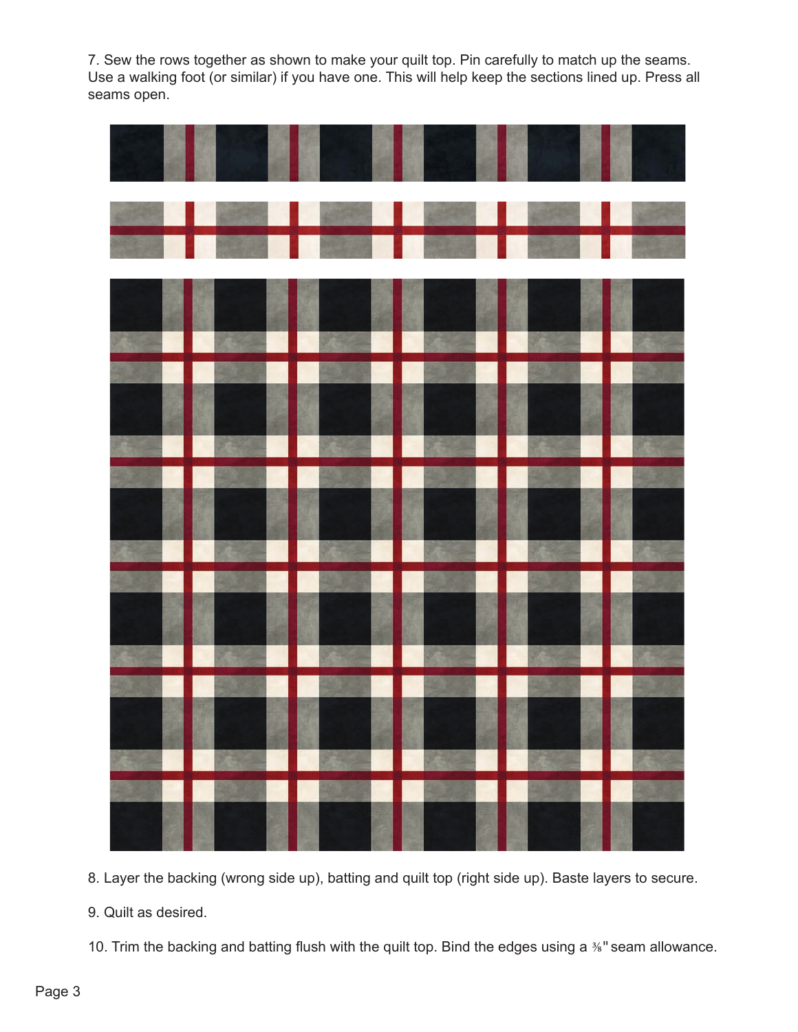7. Sew the rows together as shown to make your quilt top. Pin carefully to match up the seams. Use a walking foot (or similar) if you have one. This will help keep the sections lined up. Press all seams open.

8. Layer the backing (wrong side up), batting and quilt top (right side up). Baste layers to secure.

9. Quilt as desired.

10. Trim the backing and batting flush with the quilt top. Bind the edges using a ⅜" seam allowance.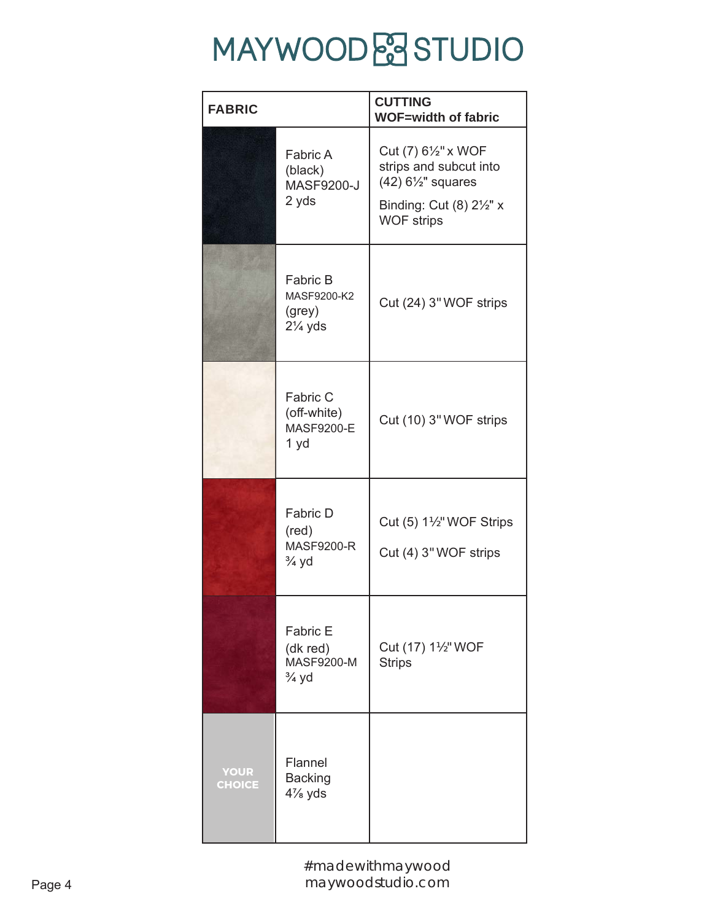# MAYWOOD STUDIO

| FABRIC | | CUTTING WOF=width of fabric |
|---|---|---|
| | Fabric A (black) MASF9200-J 2 yds | Cut (7) 6½" x WOF strips and subcut into (42) 6½" squares<br>Binding: Cut (8) 2½" x WOF strips |
| | Fabric B MASF9200-K2 (grey) 2¼ yds | Cut (24) 3" WOF strips |
| | Fabric C (off-white) MASF9200-E 1 yd | Cut (10) 3" WOF strips |
| | Fabric D (red) MASF9200-R ¾ yd | Cut (5) 1½" WOF Strips<br>Cut (4) 3" WOF strips |
| | Fabric E (dk red) MASF9200-M ¾ yd | Cut (17) 1½" WOF Strips |
| YOUR CHOICE | Flannel Backing 4⅞ yds | |

#madewithmaywood
maywoodstudio.com